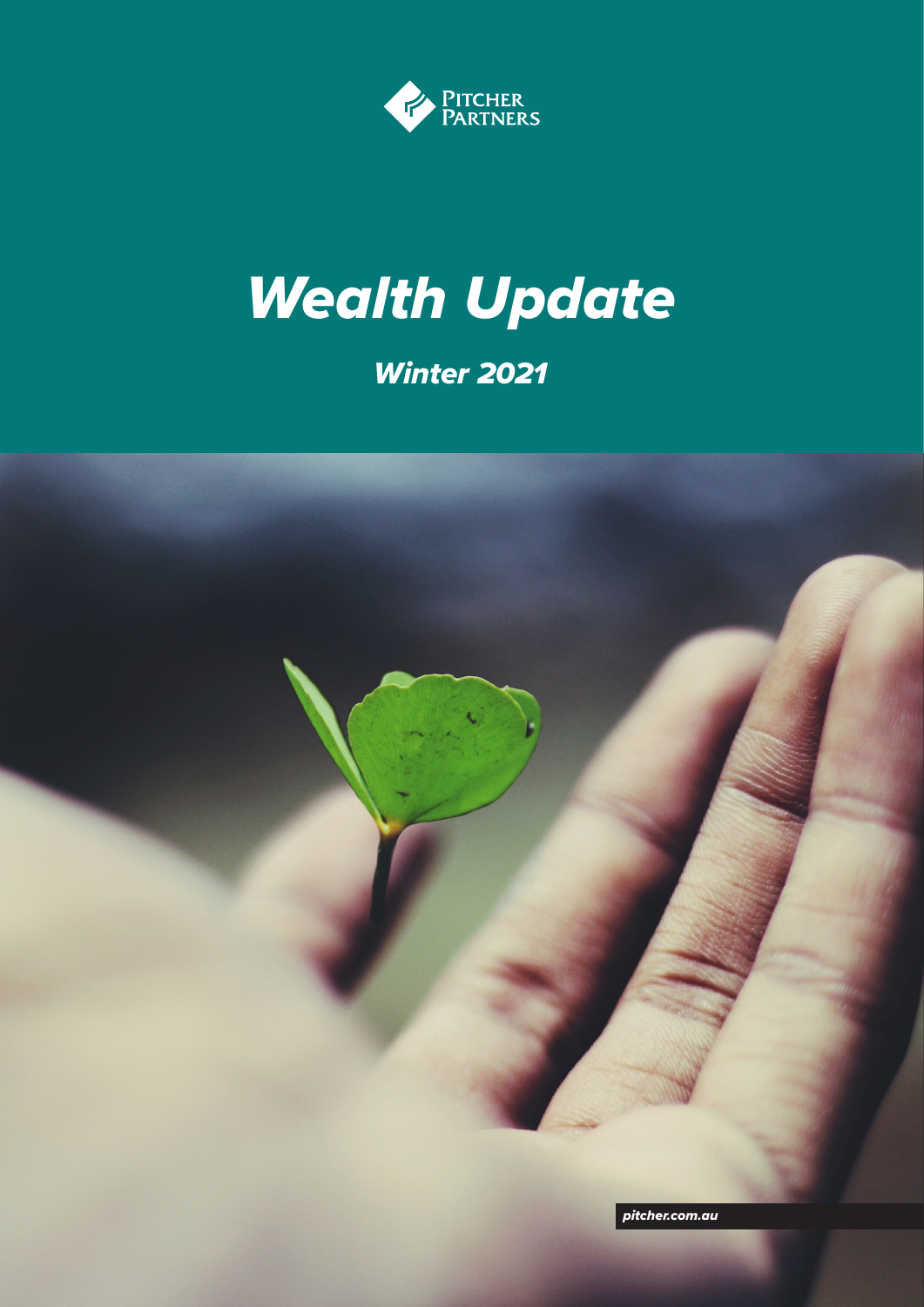Pitcher Partners

# *Wealth Update*

## *Winter 2021*

*pitcher.com.au*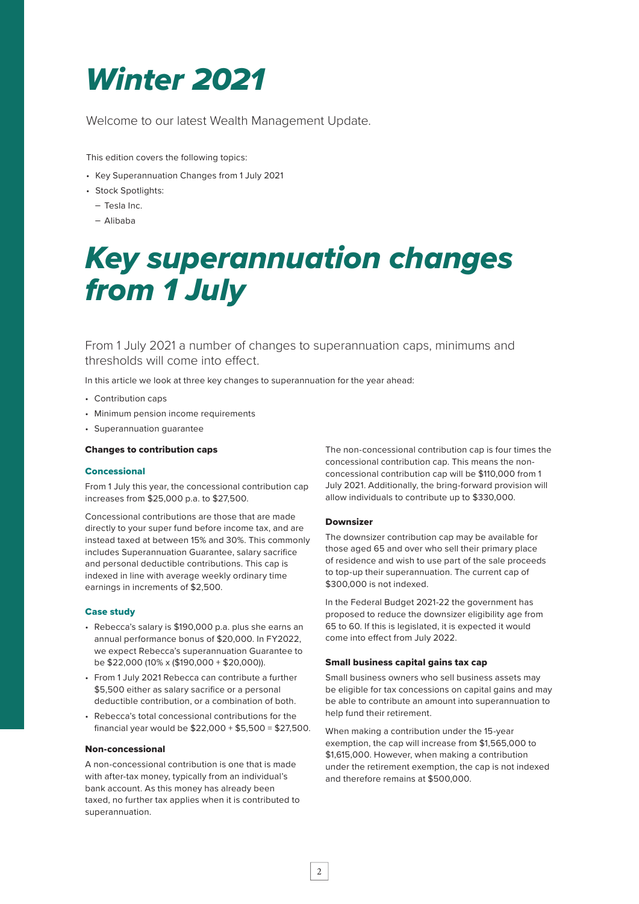# Winter 2021

Welcome to our latest Wealth Management Update.

This edition covers the following topics:

- Key Superannuation Changes from 1 July 2021
- Stock Spotlights:
  - Tesla Inc.
  - Alibaba

# Key superannuation changes from 1 July

From 1 July 2021 a number of changes to superannuation caps, minimums and thresholds will come into effect.

In this article we look at three key changes to superannuation for the year ahead:

- Contribution caps
- Minimum pension income requirements
- Superannuation guarantee

### Changes to contribution caps

#### Concessional

From 1 July this year, the concessional contribution cap increases from $25,000 p.a. to $27,500.

Concessional contributions are those that are made directly to your super fund before income tax, and are instead taxed at between 15% and 30%. This commonly includes Superannuation Guarantee, salary sacrifice and personal deductible contributions. This cap is indexed in line with average weekly ordinary time earnings in increments of $2,500.

#### Case study

- Rebecca's salary is $190,000 p.a. plus she earns an annual performance bonus of $20,000. In FY2022, we expect Rebecca's superannuation Guarantee to be $22,000 (10% x ($190,000 + $20,000)).
- From 1 July 2021 Rebecca can contribute a further $5,500 either as salary sacrifice or a personal deductible contribution, or a combination of both.
- Rebecca's total concessional contributions for the financial year would be $22,000 + $5,500 = $27,500.

#### Non-concessional

A non-concessional contribution is one that is made with after-tax money, typically from an individual's bank account. As this money has already been taxed, no further tax applies when it is contributed to superannuation.

The non-concessional contribution cap is four times the concessional contribution cap. This means the non-concessional contribution cap will be $110,000 from 1 July 2021. Additionally, the bring-forward provision will allow individuals to contribute up to $330,000.

#### Downsizer

The downsizer contribution cap may be available for those aged 65 and over who sell their primary place of residence and wish to use part of the sale proceeds to top-up their superannuation. The current cap of $300,000 is not indexed.

In the Federal Budget 2021-22 the government has proposed to reduce the downsizer eligibility age from 65 to 60. If this is legislated, it is expected it would come into effect from July 2022.

### Small business capital gains tax cap

Small business owners who sell small business assets may be eligible for tax concessions on capital gains and may be able to contribute an amount into superannuation to help fund their retirement.

When making a contribution under the 15-year exemption, the cap will increase from $1,565,000 to $1,615,000. However, when making a contribution under the retirement exemption, the cap is not indexed and therefore remains at $500,000.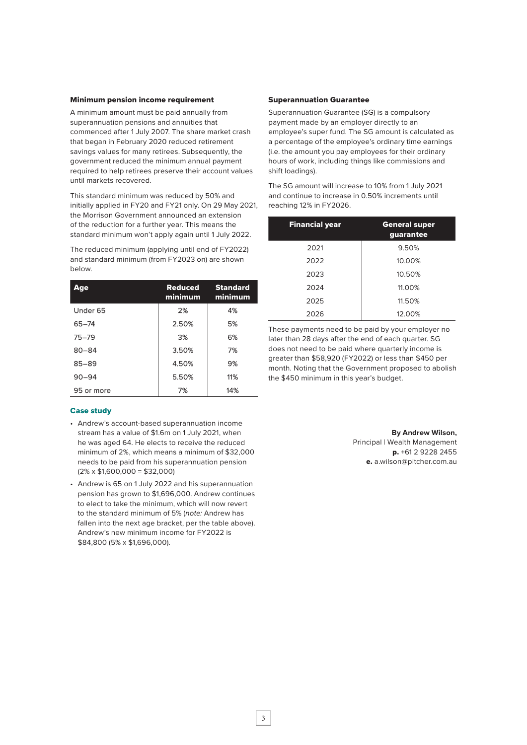### Minimum pension income requirement

A minimum amount must be paid annually from superannuation pensions and annuities that commenced after 1 July 2007. The share market crash that began in February 2020 reduced retirement savings values for many retirees. Subsequently, the government reduced the minimum annual payment required to help retirees preserve their account values until markets recovered.

This standard minimum was reduced by 50% and initially applied in FY20 and FY21 only. On 29 May 2021, the Morrison Government announced an extension of the reduction for a further year. This means the standard minimum won't apply again until 1 July 2022.

The reduced minimum (applying until end of FY2022) and standard minimum (from FY2023 on) are shown below.

| Age | Reduced minimum | Standard minimum |
|---|---|---|
| Under 65 | 2% | 4% |
| 65–74 | 2.50% | 5% |
| 75–79 | 3% | 6% |
| 80–84 | 3.50% | 7% |
| 85–89 | 4.50% | 9% |
| 90–94 | 5.50% | 11% |
| 95 or more | 7% | 14% |

#### Case study

- Andrew's account-based superannuation income stream has a value of $1.6m on 1 July 2021, when he was aged 64. He elects to receive the reduced minimum of 2%, which means a minimum of $32,000 needs to be paid from his superannuation pension (2% x $1,600,000 = $32,000)
- Andrew is 65 on 1 July 2022 and his superannuation pension has grown to $1,696,000. Andrew continues to elect to take the minimum, which will now revert to the standard minimum of 5% (*note:* Andrew has fallen into the next age bracket, per the table above). Andrew's new minimum income for FY2022 is $84,800 (5% x $1,696,000).

### Superannuation Guarantee

Superannuation Guarantee (SG) is a compulsory payment made by an employer directly to an employee's super fund. The SG amount is calculated as a percentage of the employee's ordinary time earnings (i.e. the amount you pay employees for their ordinary hours of work, including things like commissions and shift loadings).

The SG amount will increase to 10% from 1 July 2021 and continue to increase in 0.50% increments until reaching 12% in FY2026.

| Financial year | General super guarantee |
|---|---|
| 2021 | 9.50% |
| 2022 | 10.00% |
| 2023 | 10.50% |
| 2024 | 11.00% |
| 2025 | 11.50% |
| 2026 | 12.00% |

These payments need to be paid by your employer no later than 28 days after the end of each quarter. SG does not need to be paid where quarterly income is greater than $58,920 (FY2022) or less than $450 per month. Noting that the Government proposed to abolish the $450 minimum in this year's budget.

**By Andrew Wilson,**
Principal | Wealth Management
**p.** +61 2 9228 2455
**e.** a.wilson@pitcher.com.au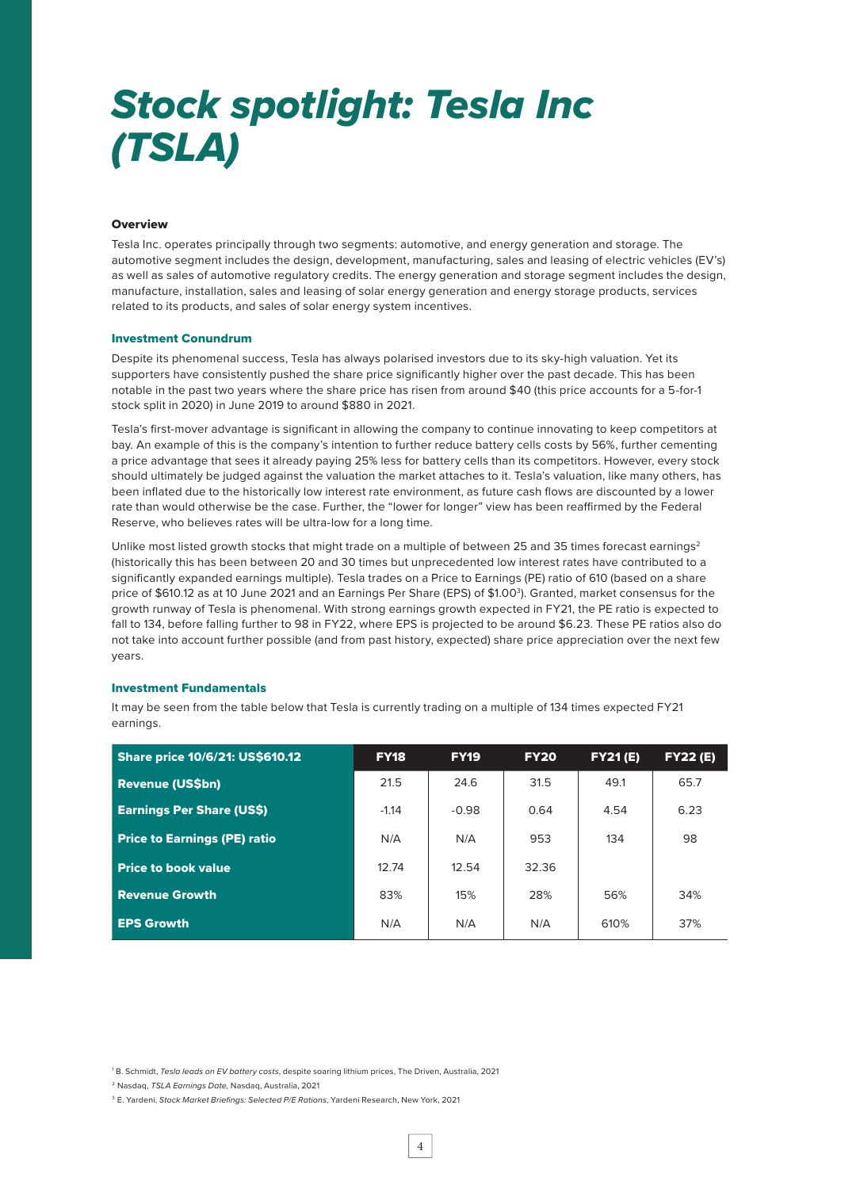# *Stock spotlight: Tesla Inc (TSLA)*

**Overview**

Tesla Inc. operates principally through two segments: automotive, and energy generation and storage. The automotive segment includes the design, development, manufacturing, sales and leasing of electric vehicles (EV's) as well as sales of automotive regulatory credits. The energy generation and storage segment includes the design, manufacture, installation, sales and leasing of solar energy generation and energy storage products, services related to its products, and sales of solar energy system incentives.

### Investment Conundrum

Despite its phenomenal success, Tesla has always polarised investors due to its sky-high valuation. Yet its supporters have consistently pushed the share price significantly higher over the past decade. This has been notable in the past two years where the share price has risen from around $40 (this price accounts for a 5-for-1 stock split in 2020) in June 2019 to around $880 in 2021.

Tesla's first-mover advantage is significant in allowing the company to continue innovating to keep competitors at bay. An example of this is the company's intention to further reduce battery cells costs by 56%, further cementing a price advantage that sees it already paying 25% less for battery cells than its competitors. However, every stock should ultimately be judged against the valuation the market attaches to it. Tesla's valuation, like many others, has been inflated due to the historically low interest rate environment, as future cash flows are discounted by a lower rate than would otherwise be the case. Further, the "lower for longer" view has been reaffirmed by the Federal Reserve, who believes rates will be ultra-low for a long time.

Unlike most listed growth stocks that might trade on a multiple of between 25 and 35 times forecast earnings[2] (historically this has been between 20 and 30 times but unprecedented low interest rates have contributed to a significantly expanded earnings multiple). Tesla trades on a Price to Earnings (PE) ratio of 610 (based on a share price of $610.12 as at 10 June 2021 and an Earnings Per Share (EPS) of $1.00[3]). Granted, market consensus for the growth runway of Tesla is phenomenal. With strong earnings growth expected in FY21, the PE ratio is expected to fall to 134, before falling further to 98 in FY22, where EPS is projected to be around $6.23. These PE ratios also do not take into account further possible (and from past history, expected) share price appreciation over the next few years.

### Investment Fundamentals

It may be seen from the table below that Tesla is currently trading on a multiple of 134 times expected FY21 earnings.

| Share price 10/6/21: US$610.12 | FY18 | FY19 | FY20 | FY21 (E) | FY22 (E) |
|---|---|---|---|---|---|
| **Revenue (US$bn)** | 21.5 | 24.6 | 31.5 | 49.1 | 65.7 |
| **Earnings Per Share (US$)** | -1.14 | -0.98 | 0.64 | 4.54 | 6.23 |
| **Price to Earnings (PE) ratio** | N/A | N/A | 953 | 134 | 98 |
| **Price to book value** | 12.74 | 12.54 | 32.36 | | |
| **Revenue Growth** | 83% | 15% | 28% | 56% | 34% |
| **EPS Growth** | N/A | N/A | N/A | 610% | 37% |

[1] B. Schmidt, *Tesla leads on EV battery costs*, despite soaring lithium prices, The Driven, Australia, 2021

[2] Nasdaq, *TSLA Earnings Date*, Nasdaq, Australia, 2021

[3] E. Yardeni, *Stock Market Briefings: Selected P/E Rations*, Yardeni Research, New York, 2021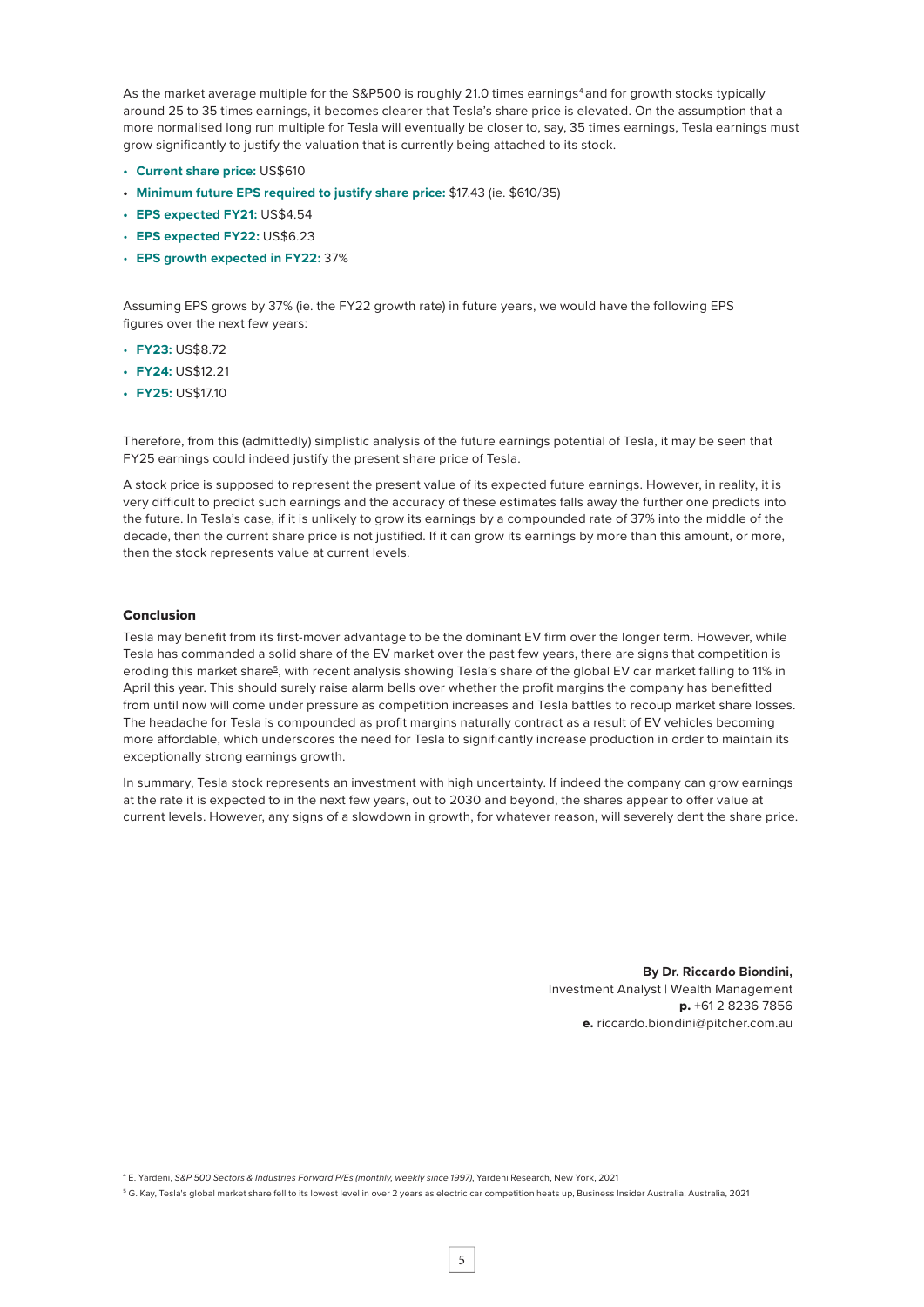As the market average multiple for the S&P500 is roughly 21.0 times earnings[4] and for growth stocks typically around 25 to 35 times earnings, it becomes clearer that Tesla's share price is elevated. On the assumption that a more normalised long run multiple for Tesla will eventually be closer to, say, 35 times earnings, Tesla earnings must grow significantly to justify the valuation that is currently being attached to its stock.

- **Current share price:** US$610
- **Minimum future EPS required to justify share price:** $17.43 (ie. $610/35)
- **EPS expected FY21:** US$4.54
- **EPS expected FY22:** US$6.23
- **EPS growth expected in FY22:** 37%

Assuming EPS grows by 37% (ie. the FY22 growth rate) in future years, we would have the following EPS figures over the next few years:

- **FY23:** US$8.72
- **FY24:** US$12.21
- **FY25:** US$17.10

Therefore, from this (admittedly) simplistic analysis of the future earnings potential of Tesla, it may be seen that FY25 earnings could indeed justify the present share price of Tesla.

A stock price is supposed to represent the present value of its expected future earnings. However, in reality, it is very difficult to predict such earnings and the accuracy of these estimates falls away the further one predicts into the future. In Tesla's case, if it is unlikely to grow its earnings by a compounded rate of 37% into the middle of the decade, then the current share price is not justified. If it can grow its earnings by more than this amount, or more, then the stock represents value at current levels.

#### Conclusion

Tesla may benefit from its first-mover advantage to be the dominant EV firm over the longer term. However, while Tesla has commanded a solid share of the EV market over the past few years, there are signs that competition is eroding this market share[5], with recent analysis showing Tesla's share of the global EV car market falling to 11% in April this year. This should surely raise alarm bells over whether the profit margins the company has benefitted from until now will come under pressure as competition increases and Tesla battles to recoup market share losses. The headache for Tesla is compounded as profit margins naturally contract as a result of EV vehicles becoming more affordable, which underscores the need for Tesla to significantly increase production in order to maintain its exceptionally strong earnings growth.

In summary, Tesla stock represents an investment with high uncertainty. If indeed the company can grow earnings at the rate it is expected to in the next few years, out to 2030 and beyond, the shares appear to offer value at current levels. However, any signs of a slowdown in growth, for whatever reason, will severely dent the share price.

**By Dr. Riccardo Biondini,**
Investment Analyst | Wealth Management
**p.** +61 2 8236 7856
**e.** riccardo.biondini@pitcher.com.au

[4] E. Yardeni, *S&P 500 Sectors & Industries Forward P/Es (monthly, weekly since 1997)*, Yardeni Research, New York, 2021

[5] G. Kay, Tesla's global market share fell to its lowest level in over 2 years as electric car competition heats up, Business Insider Australia, Australia, 2021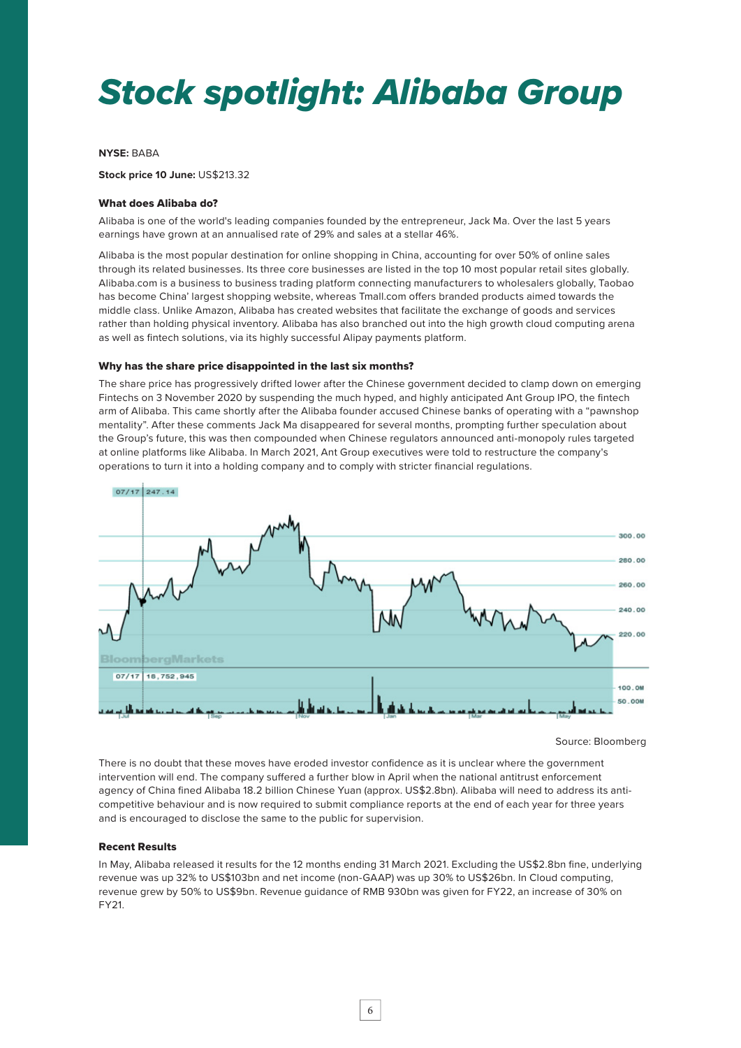# *Stock spotlight: Alibaba Group*

**NYSE:** BABA

**Stock price 10 June:** US$213.32

**What does Alibaba do?**

Alibaba is one of the world's leading companies founded by the entrepreneur, Jack Ma. Over the last 5 years earnings have grown at an annualised rate of 29% and sales at a stellar 46%.

Alibaba is the most popular destination for online shopping in China, accounting for over 50% of online sales through its related businesses. Its three core businesses are listed in the top 10 most popular retail sites globally. Alibaba.com is a business to business trading platform connecting manufacturers to wholesalers globally, Taobao has become China' largest shopping website, whereas Tmall.com offers branded products aimed towards the middle class. Unlike Amazon, Alibaba has created websites that facilitate the exchange of goods and services rather than holding physical inventory. Alibaba has also branched out into the high growth cloud computing arena as well as fintech solutions, via its highly successful Alipay payments platform.

**Why has the share price disappointed in the last six months?**

The share price has progressively drifted lower after the Chinese government decided to clamp down on emerging Fintechs on 3 November 2020 by suspending the much hyped, and highly anticipated Ant Group IPO, the fintech arm of Alibaba. This came shortly after the Alibaba founder accused Chinese banks of operating with a "pawnshop mentality". After these comments Jack Ma disappeared for several months, prompting further speculation about the Group's future, this was then compounded when Chinese regulators announced anti-monopoly rules targeted at online platforms like Alibaba. In March 2021, Ant Group executives were told to restructure the company's operations to turn it into a holding company and to comply with stricter financial regulations.

07/17 247.14

300.00
280.00
260.00
240.00
220.00

BloombergMarkets

07/17 18,752,945

100.0M
50.00M

Jul Sep Nov Jan Mar May

Source: Bloomberg

There is no doubt that these moves have eroded investor confidence as it is unclear where the government intervention will end. The company suffered a further blow in April when the national antitrust enforcement agency of China fined Alibaba 18.2 billion Chinese Yuan (approx. US$2.8bn). Alibaba will need to address its anti-competitive behaviour and is now required to submit compliance reports at the end of each year for three years and is encouraged to disclose the same to the public for supervision.

**Recent Results**

In May, Alibaba released it results for the 12 months ending 31 March 2021. Excluding the US$2.8bn fine, underlying revenue was up 32% to US$103bn and net income (non-GAAP) was up 30% to US$26bn. In Cloud computing, revenue grew by 50% to US$9bn. Revenue guidance of RMB 930bn was given for FY22, an increase of 30% on FY21.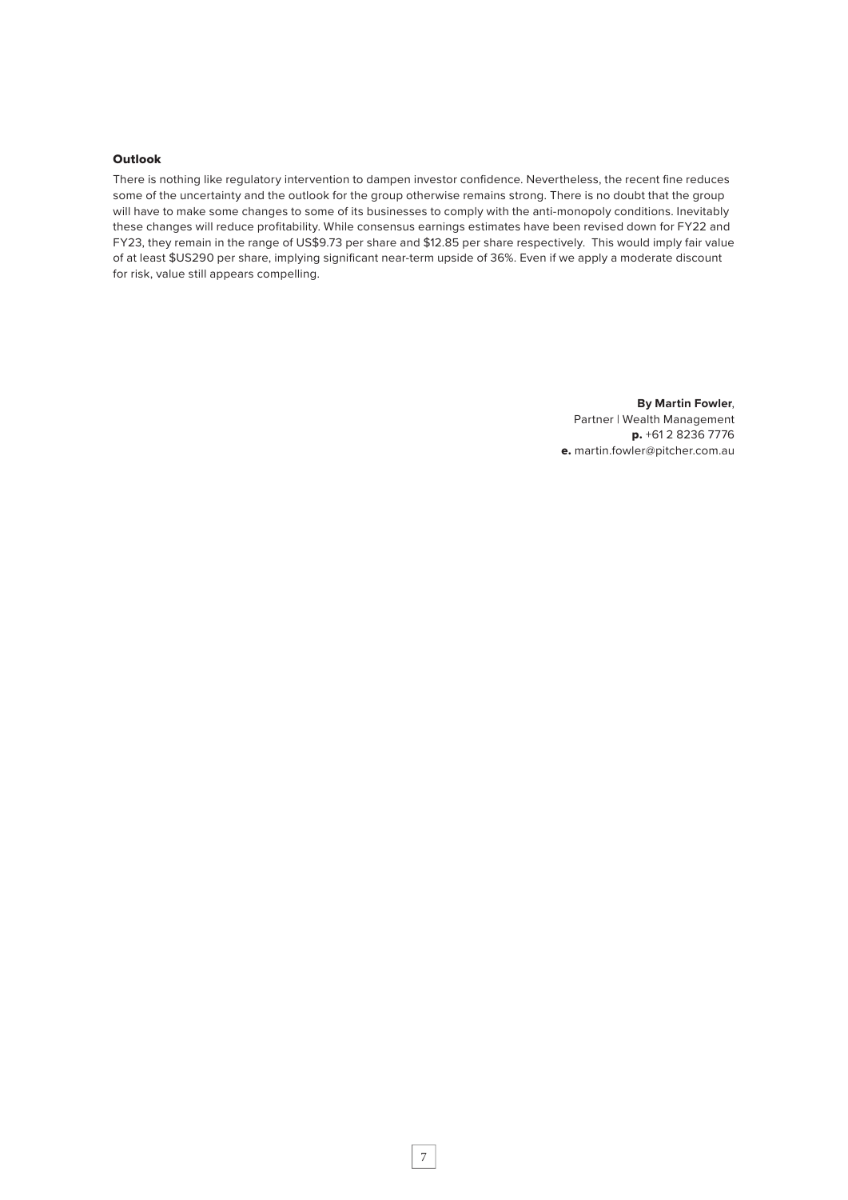### Outlook

There is nothing like regulatory intervention to dampen investor confidence. Nevertheless, the recent fine reduces some of the uncertainty and the outlook for the group otherwise remains strong. There is no doubt that the group will have to make some changes to some of its businesses to comply with the anti-monopoly conditions. Inevitably these changes will reduce profitability. While consensus earnings estimates have been revised down for FY22 and FY23, they remain in the range of US$9.73 per share and $12.85 per share respectively. This would imply fair value of at least $US290 per share, implying significant near-term upside of 36%. Even if we apply a moderate discount for risk, value still appears compelling.

**By Martin Fowler**,
Partner | Wealth Management
**p.** +61 2 8236 7776
**e.** martin.fowler@pitcher.com.au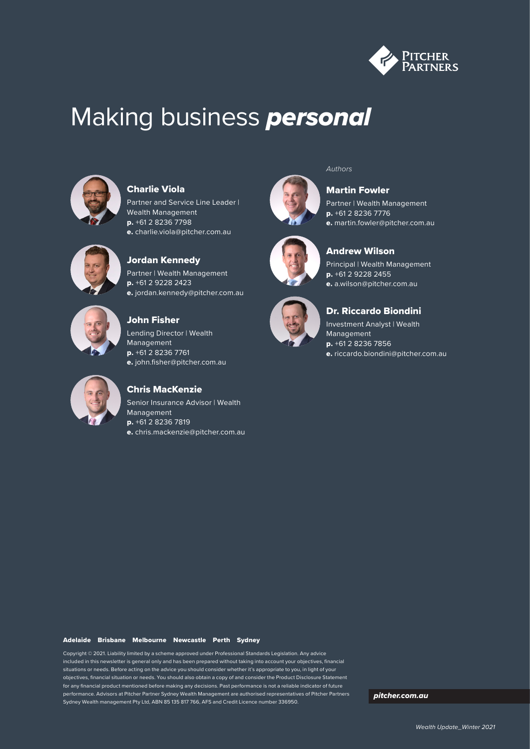# Making business ***personal***

*Authors*

### Charlie Viola

Partner and Service Line Leader | Wealth Management
**p.** +61 2 8236 7798
**e.** charlie.viola@pitcher.com.au

### Jordan Kennedy

Partner | Wealth Management
**p.** +61 2 9228 2423
**e.** jordan.kennedy@pitcher.com.au

### John Fisher

Lending Director | Wealth Management
**p.** +61 2 8236 7761
**e.** john.fisher@pitcher.com.au

### Chris MacKenzie

Senior Insurance Advisor | Wealth Management
**p.** +61 2 8236 7819
**e.** chris.mackenzie@pitcher.com.au

### Martin Fowler

Partner | Wealth Management
**p.** +61 2 8236 7776
**e.** martin.fowler@pitcher.com.au

### Andrew Wilson

Principal | Wealth Management
**p.** +61 2 9228 2455
**e.** a.wilson@pitcher.com.au

### Dr. Riccardo Biondini

Investment Analyst | Wealth Management
**p.** +61 2 8236 7856
**e.** riccardo.biondini@pitcher.com.au

**Adelaide Brisbane Melbourne Newcastle Perth Sydney**

Copyright © 2021. Liability limited by a scheme approved under Professional Standards Legislation. Any advice included in this newsletter is general only and has been prepared without taking into account your objectives, financial situations or needs. Before acting on the advice you should consider whether it's appropriate to you, in light of your objectives, financial situation or needs. You should also obtain a copy of and consider the Product Disclosure Statement for any financial product mentioned before making any decisions. Past performance is not a reliable indicator of future performance. Advisors at Pitcher Partner Sydney Wealth Management are authorised representatives of Pitcher Partners Sydney Wealth management Pty Ltd, ABN 85 135 817 766, AFS and Credit Licence number 336950.

***pitcher.com.au***